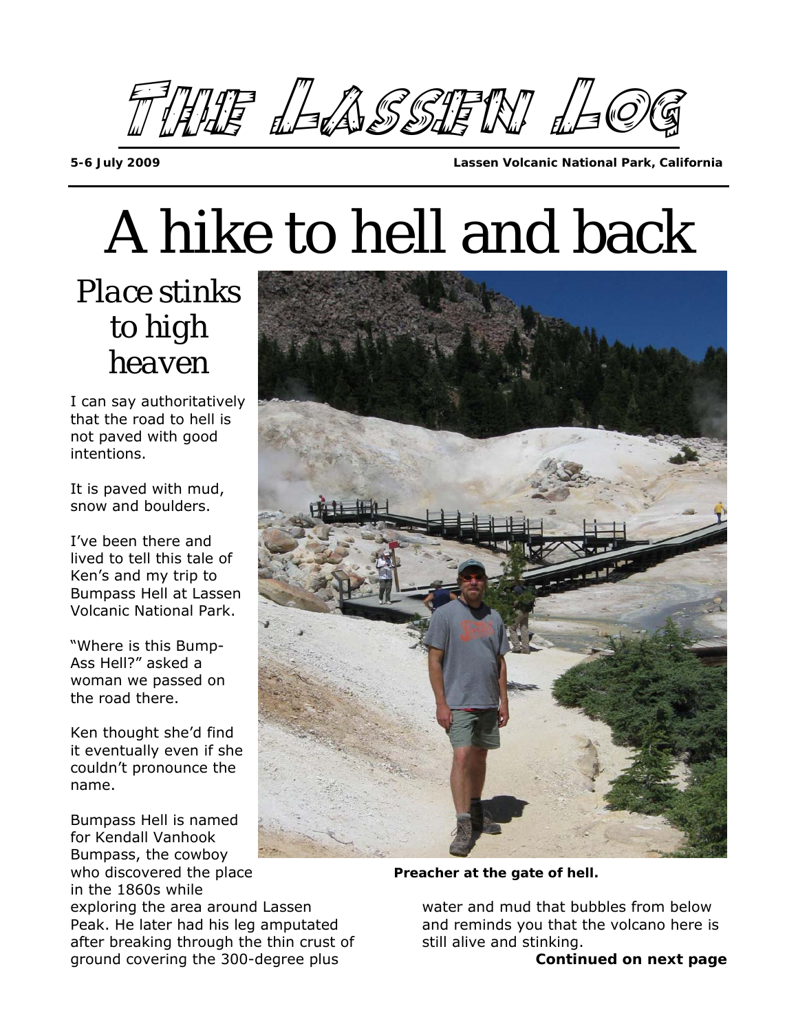# The Lassen Log

**5-6 July 2009** **Lassen Volcanic National Park, California**

# A hike to hell and back

## *Place stinks to high heaven*

I can say authoritatively that the road to hell is not paved with good intentions.

It is paved with mud, snow and boulders.

I've been there and lived to tell this tale of Ken's and my trip to Bumpass Hell at Lassen Volcanic National Park.

"Where is this Bump-Ass Hell?" asked a woman we passed on the road there.

Ken thought she'd find it eventually even if she couldn't pronounce the name.

Bumpass Hell is named for Kendall Vanhook Bumpass, the cowboy who discovered the place in the 1860s while exploring the area around Lassen Peak. He later had his leg amputated after breaking through the thin crust of ground covering the 300-degree plus water and mud that bubbles from below and reminds you that the volcano here is still alive and stinking.

**Preacher at the gate of hell.**

**Continued on next page**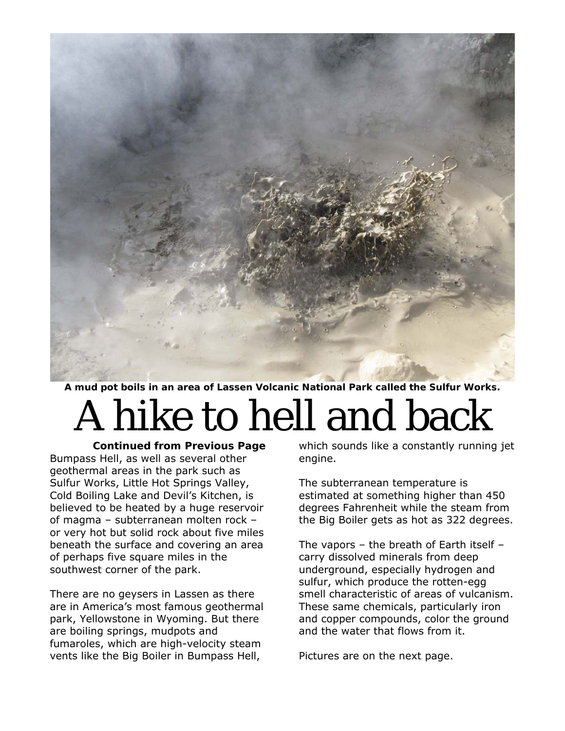A mud pot boils in an area of Lassen Volcanic National Park called the Sulfur Works.

# A hike to hell and back

**Continued from Previous Page**

Bumpass Hell, as well as several other geothermal areas in the park such as Sulfur Works, Little Hot Springs Valley, Cold Boiling Lake and Devil's Kitchen, is believed to be heated by a huge reservoir of magma – subterranean molten rock – or very hot but solid rock about five miles beneath the surface and covering an area of perhaps five square miles in the southwest corner of the park.

There are no geysers in Lassen as there are in America's most famous geothermal park, Yellowstone in Wyoming. But there are boiling springs, mudpots and fumaroles, which are high-velocity steam vents like the Big Boiler in Bumpass Hell, which sounds like a constantly running jet engine.

The subterranean temperature is estimated at something higher than 450 degrees Fahrenheit while the steam from the Big Boiler gets as hot as 322 degrees.

The vapors – the breath of Earth itself – carry dissolved minerals from deep underground, especially hydrogen and sulfur, which produce the rotten-egg smell characteristic of areas of vulcanism. These same chemicals, particularly iron and copper compounds, color the ground and the water that flows from it.

Pictures are on the next page.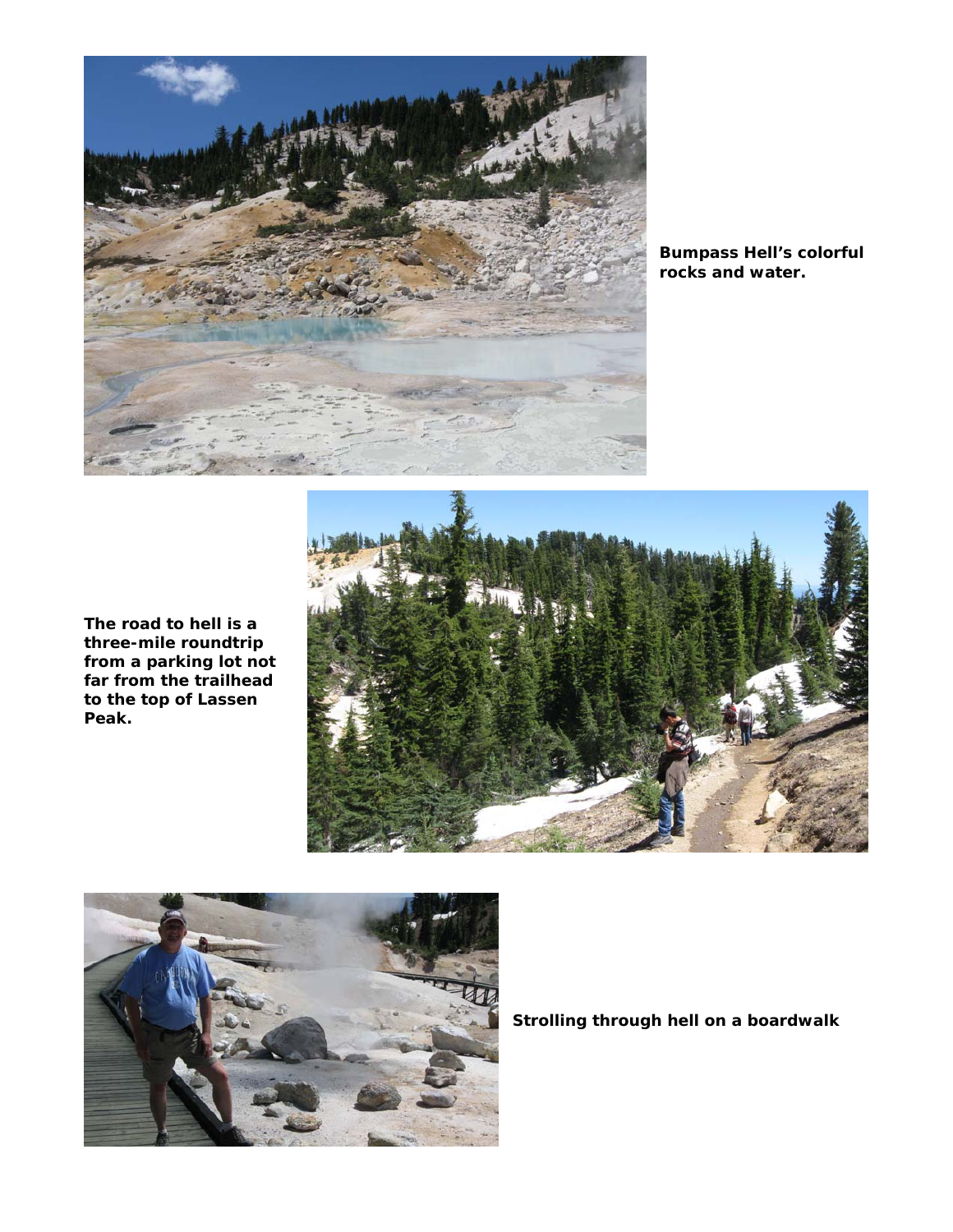**Bumpass Hell's colorful rocks and water.**

**The road to hell is a three-mile roundtrip from a parking lot not far from the trailhead to the top of Lassen Peak.**

**Strolling through hell on a boardwalk**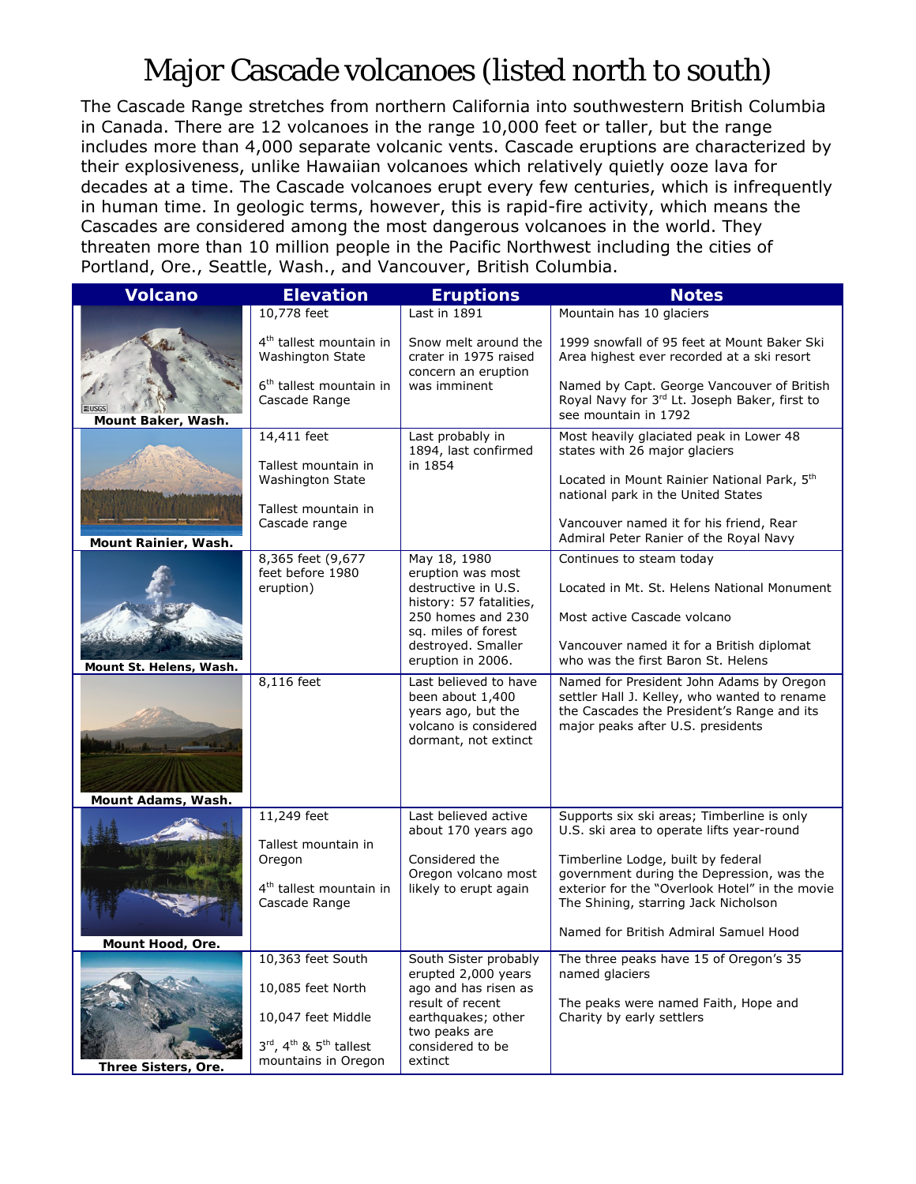# Major Cascade volcanoes (listed north to south)

The Cascade Range stretches from northern California into southwestern British Columbia in Canada. There are 12 volcanoes in the range 10,000 feet or taller, but the range includes more than 4,000 separate volcanic vents. Cascade eruptions are characterized by their explosiveness, unlike Hawaiian volcanoes which relatively quietly ooze lava for decades at a time. The Cascade volcanoes erupt every few centuries, which is infrequently in human time. In geologic terms, however, this is rapid-fire activity, which means the Cascades are considered among the most dangerous volcanoes in the world. They threaten more than 10 million people in the Pacific Northwest including the cities of Portland, Ore., Seattle, Wash., and Vancouver, British Columbia.

| Volcano | Elevation | Eruptions | Notes |
|---|---|---|---|
| Mount Baker, Wash. | 10,778 feet<br><br>4th tallest mountain in Washington State<br><br>6th tallest mountain in Cascade Range | Last in 1891<br><br>Snow melt around the crater in 1975 raised concern an eruption was imminent | Mountain has 10 glaciers<br><br>1999 snowfall of 95 feet at Mount Baker Ski Area highest ever recorded at a ski resort<br><br>Named by Capt. George Vancouver of British Royal Navy for 3rd Lt. Joseph Baker, first to see mountain in 1792 |
| Mount Rainier, Wash. | 14,411 feet<br><br>Tallest mountain in Washington State<br><br>Tallest mountain in Cascade range | Last probably in 1894, last confirmed in 1854 | Most heavily glaciated peak in Lower 48 states with 26 major glaciers<br><br>Located in Mount Rainier National Park, 5th national park in the United States<br><br>Vancouver named it for his friend, Rear Admiral Peter Ranier of the Royal Navy |
| Mount St. Helens, Wash. | 8,365 feet (9,677 feet before 1980 eruption) | May 18, 1980 eruption was most destructive in U.S. history: 57 fatalities, 250 homes and 230 sq. miles of forest destroyed. Smaller eruption in 2006. | Continues to steam today<br><br>Located in Mt. St. Helens National Monument<br><br>Most active Cascade volcano<br><br>Vancouver named it for a British diplomat who was the first Baron St. Helens |
| Mount Adams, Wash. | 8,116 feet | Last believed to have been about 1,400 years ago, but the volcano is considered dormant, not extinct | Named for President John Adams by Oregon settler Hall J. Kelley, who wanted to rename the Cascades the President's Range and its major peaks after U.S. presidents |
| Mount Hood, Ore. | 11,249 feet<br><br>Tallest mountain in Oregon<br><br>4th tallest mountain in Cascade Range | Last believed active about 170 years ago<br><br>Considered the Oregon volcano most likely to erupt again | Supports six ski areas; Timberline is only U.S. ski area to operate lifts year-round<br><br>Timberline Lodge, built by federal government during the Depression, was the exterior for the "Overlook Hotel" in the movie The Shining, starring Jack Nicholson<br><br>Named for British Admiral Samuel Hood |
| Three Sisters, Ore. | 10,363 feet South<br><br>10,085 feet North<br><br>10,047 feet Middle<br><br>3rd, 4th & 5th tallest mountains in Oregon | South Sister probably erupted 2,000 years ago and has risen as result of recent earthquakes; other two peaks are considered to be extinct | The three peaks have 15 of Oregon's 35 named glaciers<br><br>The peaks were named Faith, Hope and Charity by early settlers |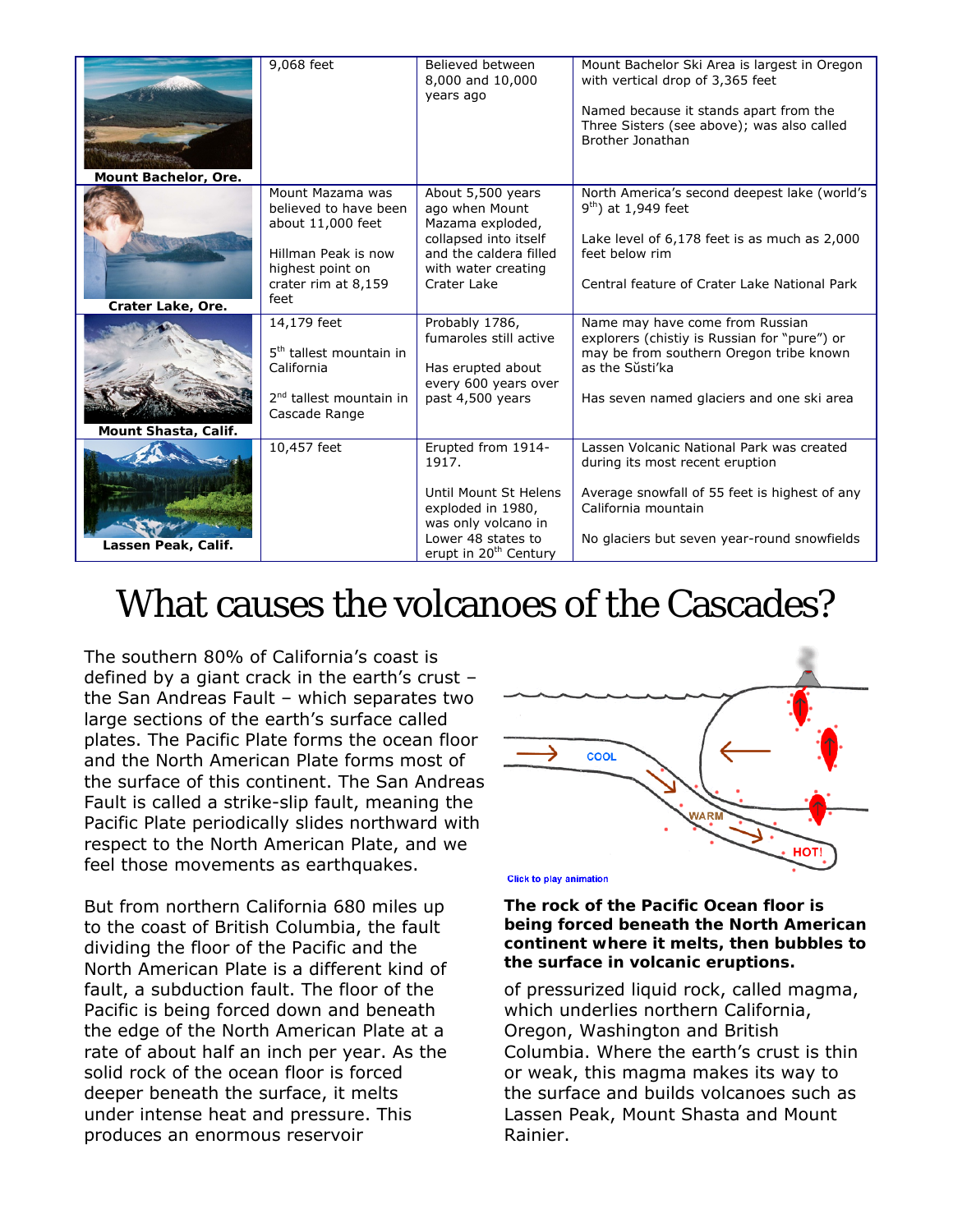| | | | |
|---|---|---|---|
| Mount Bachelor, Ore. | 9,068 feet | Believed between 8,000 and 10,000 years ago | Mount Bachelor Ski Area is largest in Oregon with vertical drop of 3,365 feet<br><br>Named because it stands apart from the Three Sisters (see above); was also called Brother Jonathan |
| Crater Lake, Ore. | Mount Mazama was believed to have been about 11,000 feet<br><br>Hillman Peak is now highest point on crater rim at 8,159 feet | About 5,500 years ago when Mount Mazama exploded, collapsed into itself and the caldera filled with water creating Crater Lake | North America's second deepest lake (world's 9th) at 1,949 feet<br><br>Lake level of 6,178 feet is as much as 2,000 feet below rim<br><br>Central feature of Crater Lake National Park |
| Mount Shasta, Calif. | 14,179 feet<br><br>5th tallest mountain in California<br><br>2nd tallest mountain in Cascade Range | Probably 1786, fumaroles still active<br><br>Has erupted about every 600 years over past 4,500 years | Name may have come from Russian explorers (chistiy is Russian for "pure") or may be from southern Oregon tribe known as the Sŭsti'ka<br><br>Has seven named glaciers and one ski area |
| Lassen Peak, Calif. | 10,457 feet | Erupted from 1914-1917.<br><br>Until Mount St Helens exploded in 1980, was only volcano in Lower 48 states to erupt in 20th Century | Lassen Volcanic National Park was created during its most recent eruption<br><br>Average snowfall of 55 feet is highest of any California mountain<br><br>No glaciers but seven year-round snowfields |

# What causes the volcanoes of the Cascades?

The southern 80% of California's coast is defined by a giant crack in the earth's crust – the San Andreas Fault – which separates two large sections of the earth's surface called plates. The Pacific Plate forms the ocean floor and the North American Plate forms most of the surface of this continent. The San Andreas Fault is called a strike-slip fault, meaning the Pacific Plate periodically slides northward with respect to the North American Plate, and we feel those movements as earthquakes.

But from northern California 680 miles up to the coast of British Columbia, the fault dividing the floor of the Pacific and the North American Plate is a different kind of fault, a subduction fault. The floor of the Pacific is being forced down and beneath the edge of the North American Plate at a rate of about half an inch per year. As the solid rock of the ocean floor is forced deeper beneath the surface, it melts under intense heat and pressure. This produces an enormous reservoir of pressurized liquid rock, called magma, which underlies northern California, Oregon, Washington and British Columbia. Where the earth's crust is thin or weak, this magma makes its way to the surface and builds volcanoes such as Lassen Peak, Mount Shasta and Mount Rainier.

Click to play animation

**The rock of the Pacific Ocean floor is being forced beneath the North American continent where it melts, then bubbles to the surface in volcanic eruptions.**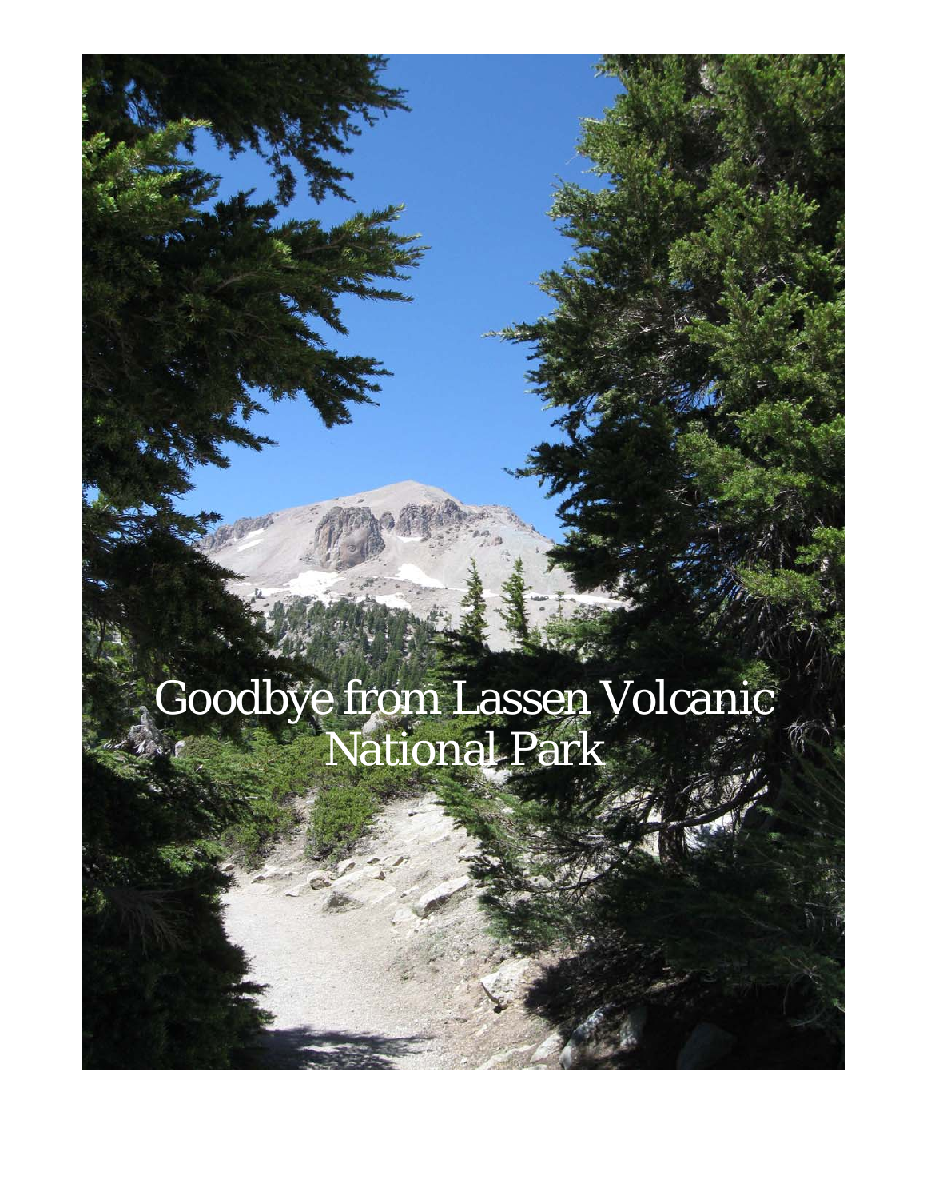Goodbye from Lassen Volcanic National Park